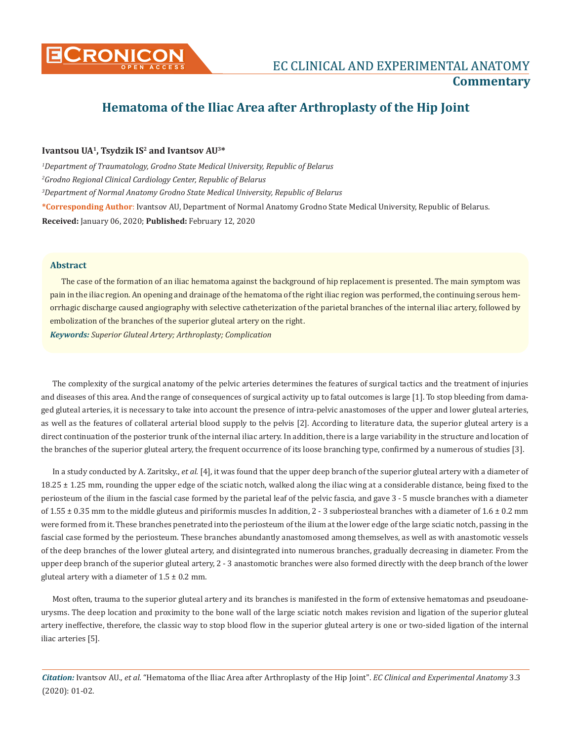# Hematoma of the Iliac Area after Arthroplasty of the Hip Joint

**Ivantsou UA[1], Tsydzik IS[2] and Ivantsov AU[3]***

*[1]Department of Traumatology, Grodno State Medical University, Republic of Belarus*

*[2]Grodno Regional Clinical Cardiology Center, Republic of Belarus*

*[3]Department of Normal Anatomy Grodno State Medical University, Republic of Belarus*

***Corresponding Author**: Ivantsov AU, Department of Normal Anatomy Grodno State Medical University, Republic of Belarus.

**Received:** January 06, 2020; **Published:** February 12, 2020

## Abstract

The case of the formation of an iliac hematoma against the background of hip replacement is presented. The main symptom was pain in the iliac region. An opening and drainage of the hematoma of the right iliac region was performed, the continuing serous hemorrhagic discharge caused angiography with selective catheterization of the parietal branches of the internal iliac artery, followed by embolization of the branches of the superior gluteal artery on the right.

***Keywords:*** *Superior Gluteal Artery; Arthroplasty; Complication*

The complexity of the surgical anatomy of the pelvic arteries determines the features of surgical tactics and the treatment of injuries and diseases of this area. And the range of consequences of surgical activity up to fatal outcomes is large [1]. To stop bleeding from damaged gluteal arteries, it is necessary to take into account the presence of intra-pelvic anastomoses of the upper and lower gluteal arteries, as well as the features of collateral arterial blood supply to the pelvis [2]. According to literature data, the superior gluteal artery is a direct continuation of the posterior trunk of the internal iliac artery. In addition, there is a large variability in the structure and location of the branches of the superior gluteal artery, the frequent occurrence of its loose branching type, confirmed by a numerous of studies [3].

In a study conducted by A. Zaritsky., *et al.* [4], it was found that the upper deep branch of the superior gluteal artery with a diameter of 18.25 ± 1.25 mm, rounding the upper edge of the sciatic notch, walked along the iliac wing at a considerable distance, being fixed to the periosteum of the ilium in the fascial case formed by the parietal leaf of the pelvic fascia, and gave 3 - 5 muscle branches with a diameter of 1.55 ± 0.35 mm to the middle gluteus and piriformis muscles In addition, 2 - 3 subperiosteal branches with a diameter of 1.6 ± 0.2 mm were formed from it. These branches penetrated into the periosteum of the ilium at the lower edge of the large sciatic notch, passing in the fascial case formed by the periosteum. These branches abundantly anastomosed among themselves, as well as with anastomotic vessels of the deep branches of the lower gluteal artery, and disintegrated into numerous branches, gradually decreasing in diameter. From the upper deep branch of the superior gluteal artery, 2 - 3 anastomotic branches were also formed directly with the deep branch of the lower gluteal artery with a diameter of 1.5 ± 0.2 mm.

Most often, trauma to the superior gluteal artery and its branches is manifested in the form of extensive hematomas and pseudoaneurysms. The deep location and proximity to the bone wall of the large sciatic notch makes revision and ligation of the superior gluteal artery ineffective, therefore, the classic way to stop blood flow in the superior gluteal artery is one or two-sided ligation of the internal iliac arteries [5].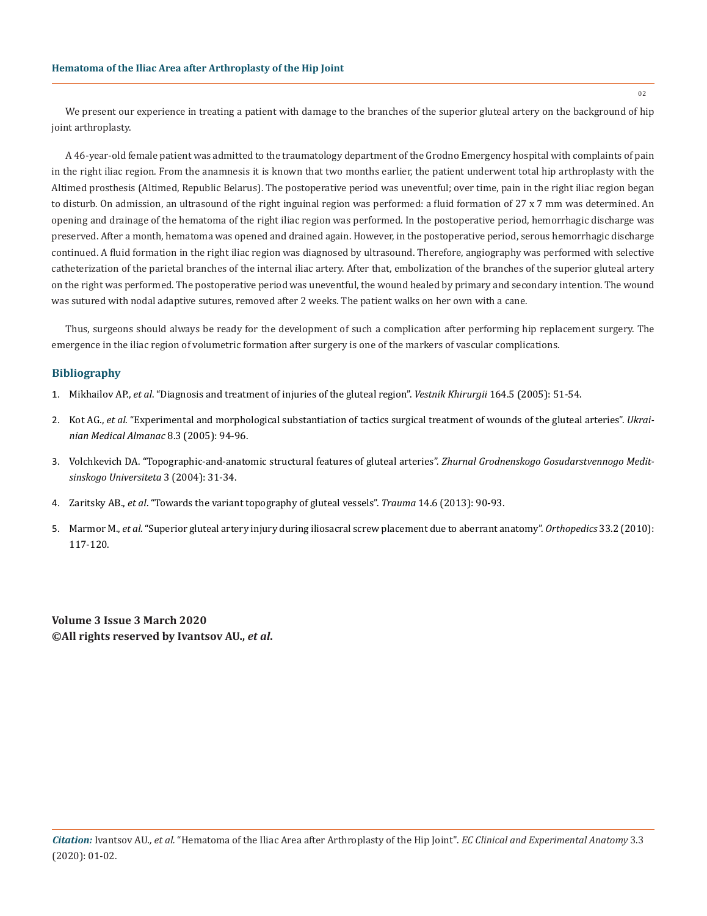We present our experience in treating a patient with damage to the branches of the superior gluteal artery on the background of hip joint arthroplasty.

A 46-year-old female patient was admitted to the traumatology department of the Grodno Emergency hospital with complaints of pain in the right iliac region. From the anamnesis it is known that two months earlier, the patient underwent total hip arthroplasty with the Altimed prosthesis (Altimed, Republic Belarus). The postoperative period was uneventful; over time, pain in the right iliac region began to disturb. On admission, an ultrasound of the right inguinal region was performed: a fluid formation of 27 x 7 mm was determined. An opening and drainage of the hematoma of the right iliac region was performed. In the postoperative period, hemorrhagic discharge was preserved. After a month, hematoma was opened and drained again. However, in the postoperative period, serous hemorrhagic discharge continued. A fluid formation in the right iliac region was diagnosed by ultrasound. Therefore, angiography was performed with selective catheterization of the parietal branches of the internal iliac artery. After that, embolization of the branches of the superior gluteal artery on the right was performed. The postoperative period was uneventful, the wound healed by primary and secondary intention. The wound was sutured with nodal adaptive sutures, removed after 2 weeks. The patient walks on her own with a cane.

Thus, surgeons should always be ready for the development of such a complication after performing hip replacement surgery. The emergence in the iliac region of volumetric formation after surgery is one of the markers of vascular complications.

## Bibliography

1. Mikhailov AP., *et al*. "Diagnosis and treatment of injuries of the gluteal region". *Vestnik Khirurgii* 164.5 (2005): 51-54.
2. Kot AG., *et al*. "Experimental and morphological substantiation of tactics surgical treatment of wounds of the gluteal arteries". *Ukrainian Medical Almanac* 8.3 (2005): 94-96.
3. Volchkevich DA. "Topographic-and-anatomic structural features of gluteal arteries". *Zhurnal Grodnenskogo Gosudarstvennogo Meditsinskogo Universiteta* 3 (2004): 31-34.
4. Zaritsky AB., *et al*. "Towards the variant topography of gluteal vessels". *Trauma* 14.6 (2013): 90-93.
5. Marmor M., *et al*. "Superior gluteal artery injury during iliosacral screw placement due to aberrant anatomy". *Orthopedics* 33.2 (2010): 117-120.

**Volume 3 Issue 3 March 2020**
**©All rights reserved by Ivantsov AU., *et al*.**